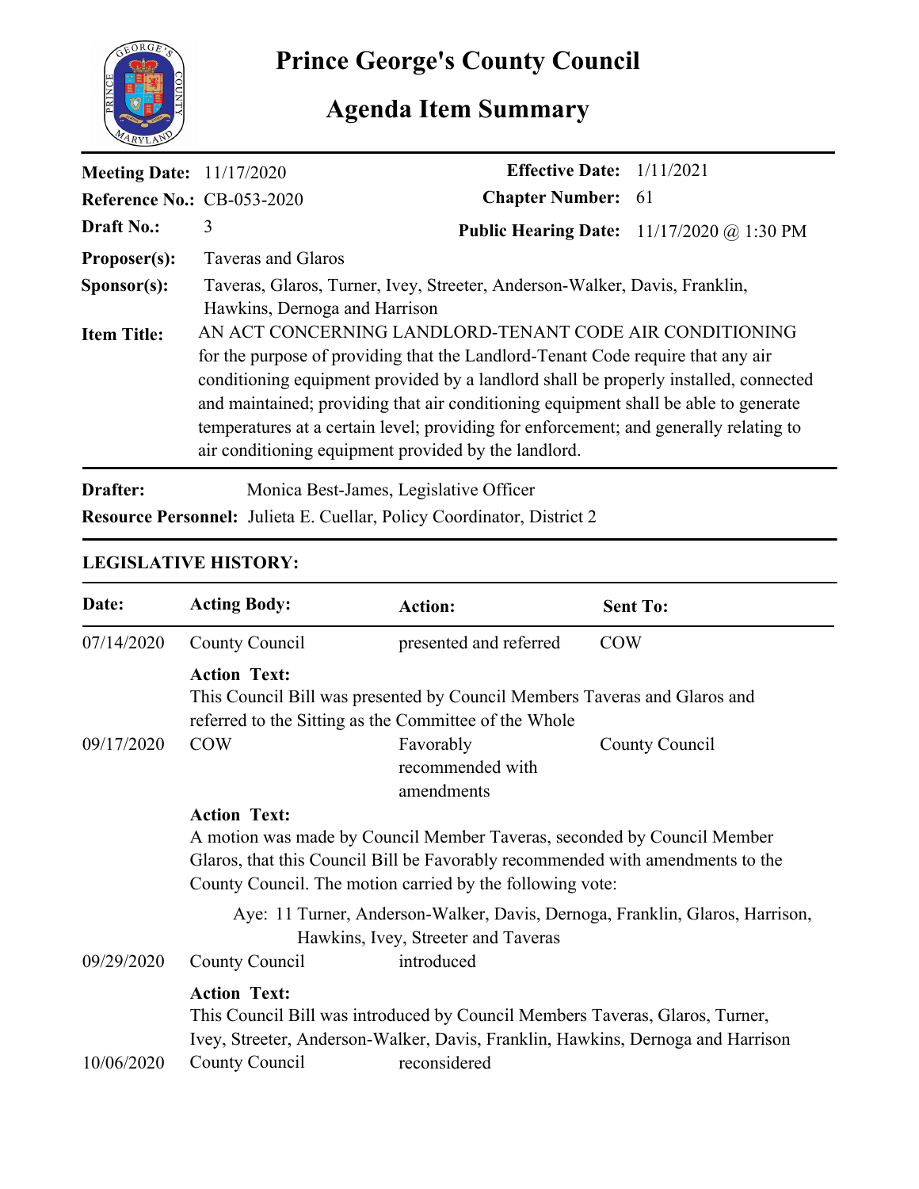# Prince George's County Council

## Agenda Item Summary

**Meeting Date:** 11/17/2020
**Reference No.:** CB-053-2020
**Draft No.:** 3
**Effective Date:** 1/11/2021
**Chapter Number:** 61
**Public Hearing Date:** 11/17/2020 @ 1:30 PM
**Proposer(s):** Taveras and Glaros
**Sponsor(s):** Taveras, Glaros, Turner, Ivey, Streeter, Anderson-Walker, Davis, Franklin, Hawkins, Dernoga and Harrison
**Item Title:** AN ACT CONCERNING LANDLORD-TENANT CODE AIR CONDITIONING for the purpose of providing that the Landlord-Tenant Code require that any air conditioning equipment provided by a landlord shall be properly installed, connected and maintained; providing that air conditioning equipment shall be able to generate temperatures at a certain level; providing for enforcement; and generally relating to air conditioning equipment provided by the landlord.

**Drafter:** Monica Best-James, Legislative Officer
**Resource Personnel:** Julieta E. Cuellar, Policy Coordinator, District 2

**LEGISLATIVE HISTORY:**

| Date: | Acting Body: | Action: | Sent To: |
|---|---|---|---|
| 07/14/2020 | County Council | presented and referred | COW |

**Action Text:**
This Council Bill was presented by Council Members Taveras and Glaros and referred to the Sitting as the Committee of the Whole

| Date: | Acting Body: | Action: | Sent To: |
|---|---|---|---|
| 09/17/2020 | COW | Favorably recommended with amendments | County Council |

**Action Text:**
A motion was made by Council Member Taveras, seconded by Council Member Glaros, that this Council Bill be Favorably recommended with amendments to the County Council. The motion carried by the following vote:

Aye: 11 Turner, Anderson-Walker, Davis, Dernoga, Franklin, Glaros, Harrison, Hawkins, Ivey, Streeter and Taveras

| Date: | Acting Body: | Action: | Sent To: |
|---|---|---|---|
| 09/29/2020 | County Council | introduced | |

**Action Text:**
This Council Bill was introduced by Council Members Taveras, Glaros, Turner, Ivey, Streeter, Anderson-Walker, Davis, Franklin, Hawkins, Dernoga and Harrison

| Date: | Acting Body: | Action: | Sent To: |
|---|---|---|---|
| 10/06/2020 | County Council | reconsidered | |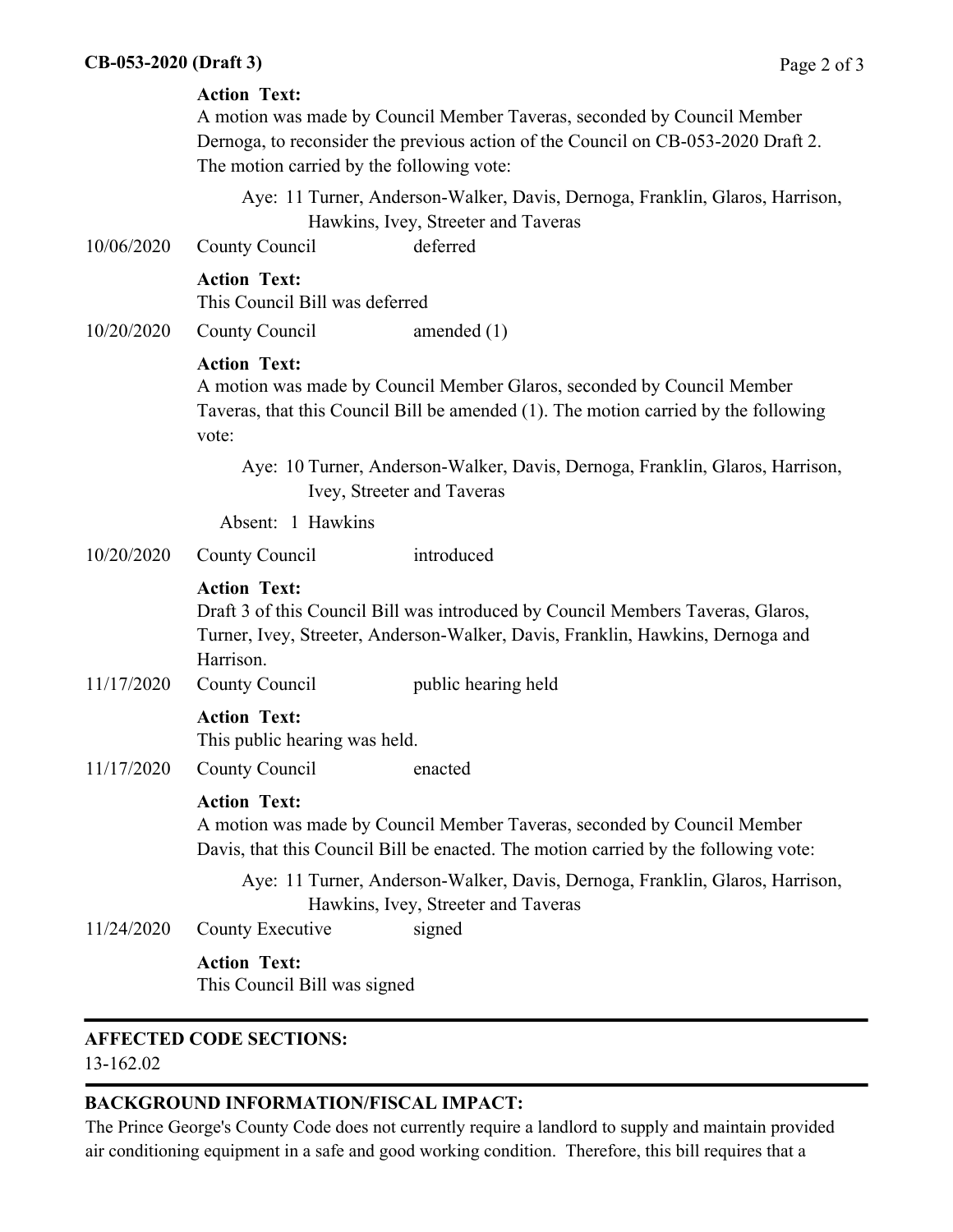**Action Text:**

A motion was made by Council Member Taveras, seconded by Council Member Dernoga, to reconsider the previous action of the Council on CB-053-2020 Draft 2. The motion carried by the following vote:

Aye: 11 Turner, Anderson-Walker, Davis, Dernoga, Franklin, Glaros, Harrison, Hawkins, Ivey, Streeter and Taveras

10/06/2020 County Council deferred

**Action Text:**

This Council Bill was deferred

10/20/2020 County Council amended (1)

**Action Text:**

A motion was made by Council Member Glaros, seconded by Council Member Taveras, that this Council Bill be amended (1). The motion carried by the following vote:

Aye: 10 Turner, Anderson-Walker, Davis, Dernoga, Franklin, Glaros, Harrison, Ivey, Streeter and Taveras

Absent: 1 Hawkins

10/20/2020 County Council introduced

**Action Text:**

Draft 3 of this Council Bill was introduced by Council Members Taveras, Glaros, Turner, Ivey, Streeter, Anderson-Walker, Davis, Franklin, Hawkins, Dernoga and Harrison.

11/17/2020 County Council public hearing held

**Action Text:**

This public hearing was held.

11/17/2020 County Council enacted

**Action Text:**

A motion was made by Council Member Taveras, seconded by Council Member Davis, that this Council Bill be enacted. The motion carried by the following vote:

Aye: 11 Turner, Anderson-Walker, Davis, Dernoga, Franklin, Glaros, Harrison, Hawkins, Ivey, Streeter and Taveras

11/24/2020 County Executive signed

**Action Text:**

This Council Bill was signed

---

**AFFECTED CODE SECTIONS:**

13-162.02

---

**BACKGROUND INFORMATION/FISCAL IMPACT:**

The Prince George's County Code does not currently require a landlord to supply and maintain provided air conditioning equipment in a safe and good working condition. Therefore, this bill requires that a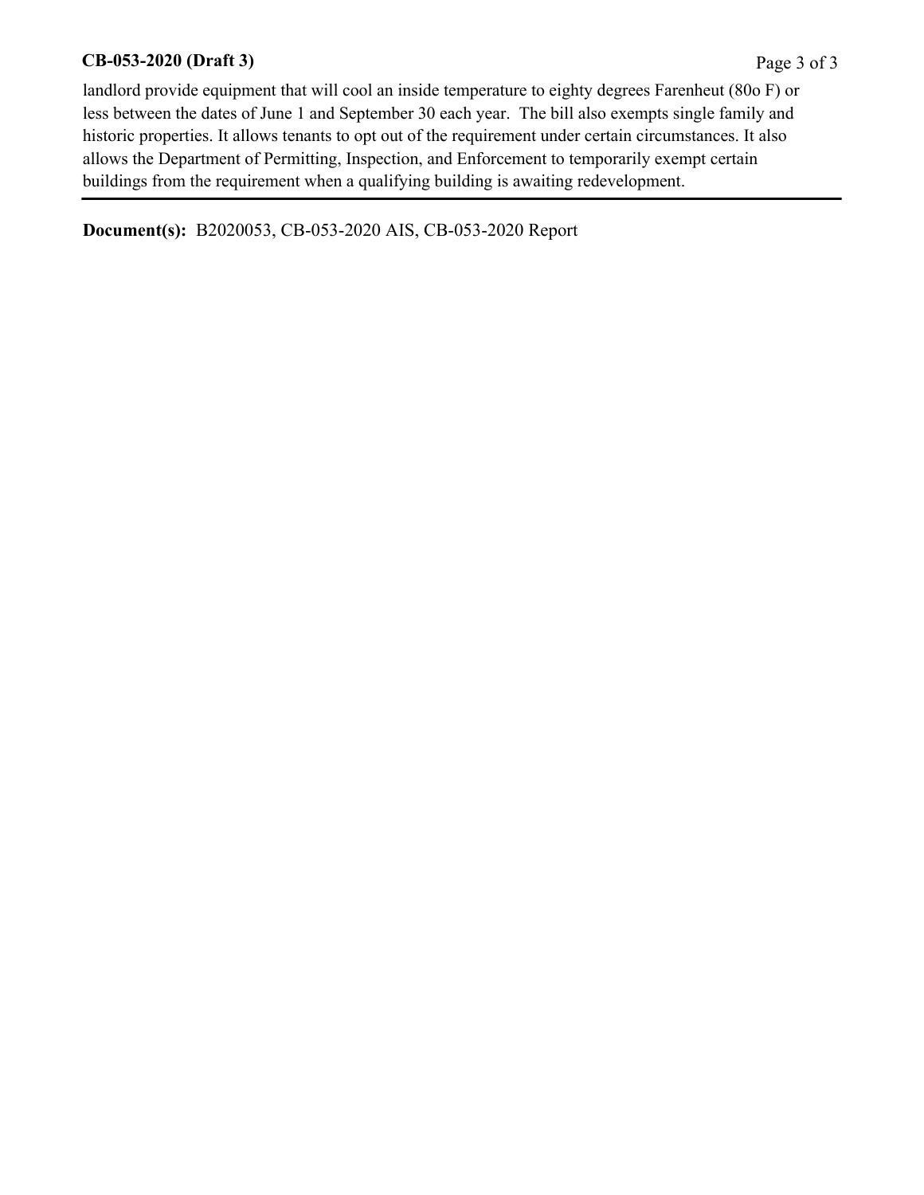landlord provide equipment that will cool an inside temperature to eighty degrees Farenheut (80o F) or less between the dates of June 1 and September 30 each year.  The bill also exempts single family and historic properties. It allows tenants to opt out of the requirement under certain circumstances. It also allows the Department of Permitting, Inspection, and Enforcement to temporarily exempt certain buildings from the requirement when a qualifying building is awaiting redevelopment.

---

**Document(s):** B2020053, CB-053-2020 AIS, CB-053-2020 Report